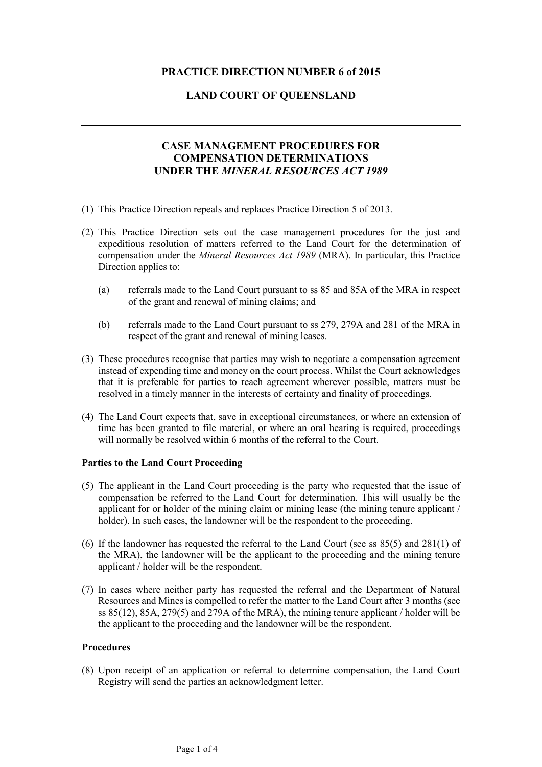# PRACTICE DIRECTION NUMBER 6 of 2015

# LAND COURT OF QUEENSLAND

---

## CASE MANAGEMENT PROCEDURES FOR COMPENSATION DETERMINATIONS UNDER THE *MINERAL RESOURCES ACT 1989*

---

(1) This Practice Direction repeals and replaces Practice Direction 5 of 2013.

(2) This Practice Direction sets out the case management procedures for the just and expeditious resolution of matters referred to the Land Court for the determination of compensation under the *Mineral Resources Act 1989* (MRA). In particular, this Practice Direction applies to:

   (a) referrals made to the Land Court pursuant to ss 85 and 85A of the MRA in respect of the grant and renewal of mining claims; and

   (b) referrals made to the Land Court pursuant to ss 279, 279A and 281 of the MRA in respect of the grant and renewal of mining leases.

(3) These procedures recognise that parties may wish to negotiate a compensation agreement instead of expending time and money on the court process. Whilst the Court acknowledges that it is preferable for parties to reach agreement wherever possible, matters must be resolved in a timely manner in the interests of certainty and finality of proceedings.

(4) The Land Court expects that, save in exceptional circumstances, or where an extension of time has been granted to file material, or where an oral hearing is required, proceedings will normally be resolved within 6 months of the referral to the Court.

**Parties to the Land Court Proceeding**

(5) The applicant in the Land Court proceeding is the party who requested that the issue of compensation be referred to the Land Court for determination. This will usually be the applicant for or holder of the mining claim or mining lease (the mining tenure applicant / holder). In such cases, the landowner will be the respondent to the proceeding.

(6) If the landowner has requested the referral to the Land Court (see ss 85(5) and 281(1) of the MRA), the landowner will be the applicant to the proceeding and the mining tenure applicant / holder will be the respondent.

(7) In cases where neither party has requested the referral and the Department of Natural Resources and Mines is compelled to refer the matter to the Land Court after 3 months (see ss 85(12), 85A, 279(5) and 279A of the MRA), the mining tenure applicant / holder will be the applicant to the proceeding and the landowner will be the respondent.

**Procedures**

(8) Upon receipt of an application or referral to determine compensation, the Land Court Registry will send the parties an acknowledgment letter.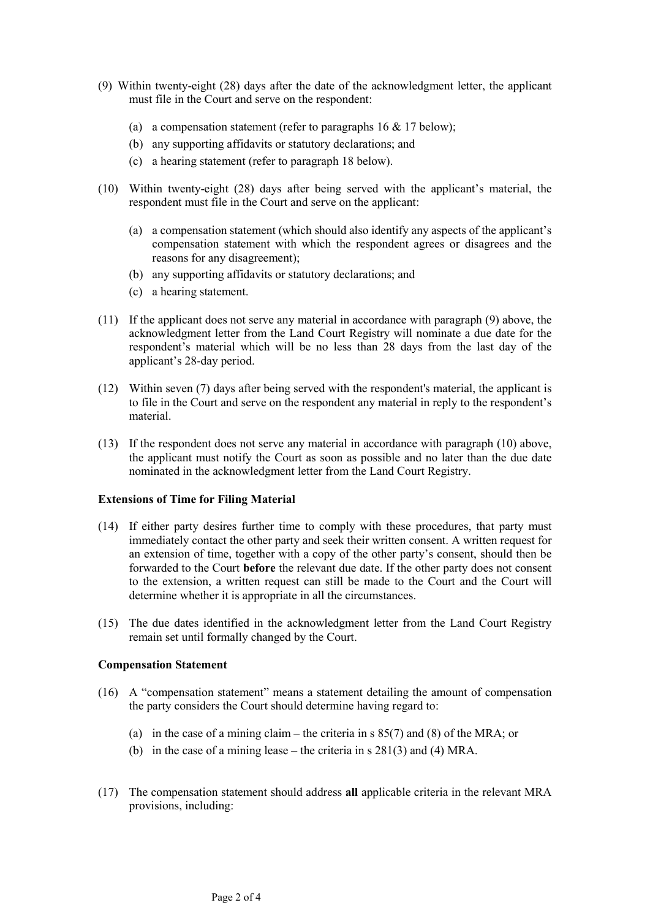(9) Within twenty-eight (28) days after the date of the acknowledgment letter, the applicant must file in the Court and serve on the respondent:

   (a) a compensation statement (refer to paragraphs 16 & 17 below);
   
   (b) any supporting affidavits or statutory declarations; and
   
   (c) a hearing statement (refer to paragraph 18 below).

(10) Within twenty-eight (28) days after being served with the applicant's material, the respondent must file in the Court and serve on the applicant:

   (a) a compensation statement (which should also identify any aspects of the applicant's compensation statement with which the respondent agrees or disagrees and the reasons for any disagreement);
   
   (b) any supporting affidavits or statutory declarations; and
   
   (c) a hearing statement.

(11) If the applicant does not serve any material in accordance with paragraph (9) above, the acknowledgment letter from the Land Court Registry will nominate a due date for the respondent's material which will be no less than 28 days from the last day of the applicant's 28-day period.

(12) Within seven (7) days after being served with the respondent's material, the applicant is to file in the Court and serve on the respondent any material in reply to the respondent's material.

(13) If the respondent does not serve any material in accordance with paragraph (10) above, the applicant must notify the Court as soon as possible and no later than the due date nominated in the acknowledgment letter from the Land Court Registry.

**Extensions of Time for Filing Material**

(14) If either party desires further time to comply with these procedures, that party must immediately contact the other party and seek their written consent. A written request for an extension of time, together with a copy of the other party's consent, should then be forwarded to the Court **before** the relevant due date. If the other party does not consent to the extension, a written request can still be made to the Court and the Court will determine whether it is appropriate in all the circumstances.

(15) The due dates identified in the acknowledgment letter from the Land Court Registry remain set until formally changed by the Court.

**Compensation Statement**

(16) A "compensation statement" means a statement detailing the amount of compensation the party considers the Court should determine having regard to:

   (a) in the case of a mining claim – the criteria in s 85(7) and (8) of the MRA; or
   
   (b) in the case of a mining lease – the criteria in s 281(3) and (4) MRA.

(17) The compensation statement should address **all** applicable criteria in the relevant MRA provisions, including: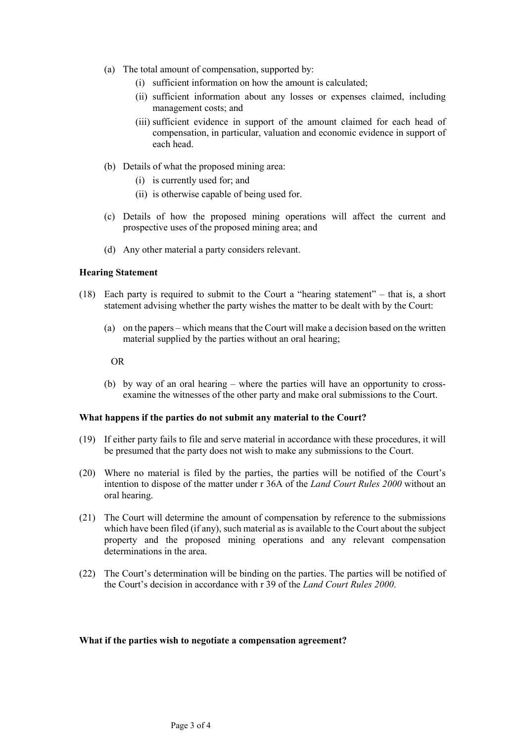(a) The total amount of compensation, supported by:
   (i) sufficient information on how the amount is calculated;
   (ii) sufficient information about any losses or expenses claimed, including management costs; and
   (iii) sufficient evidence in support of the amount claimed for each head of compensation, in particular, valuation and economic evidence in support of each head.

(b) Details of what the proposed mining area:
   (i) is currently used for; and
   (ii) is otherwise capable of being used for.

(c) Details of how the proposed mining operations will affect the current and prospective uses of the proposed mining area; and

(d) Any other material a party considers relevant.

**Hearing Statement**

(18) Each party is required to submit to the Court a "hearing statement" – that is, a short statement advising whether the party wishes the matter to be dealt with by the Court:

(a) on the papers – which means that the Court will make a decision based on the written material supplied by the parties without an oral hearing;

OR

(b) by way of an oral hearing – where the parties will have an opportunity to cross-examine the witnesses of the other party and make oral submissions to the Court.

**What happens if the parties do not submit any material to the Court?**

(19) If either party fails to file and serve material in accordance with these procedures, it will be presumed that the party does not wish to make any submissions to the Court.

(20) Where no material is filed by the parties, the parties will be notified of the Court's intention to dispose of the matter under r 36A of the *Land Court Rules 2000* without an oral hearing.

(21) The Court will determine the amount of compensation by reference to the submissions which have been filed (if any), such material as is available to the Court about the subject property and the proposed mining operations and any relevant compensation determinations in the area.

(22) The Court's determination will be binding on the parties. The parties will be notified of the Court's decision in accordance with r 39 of the *Land Court Rules 2000*.

**What if the parties wish to negotiate a compensation agreement?**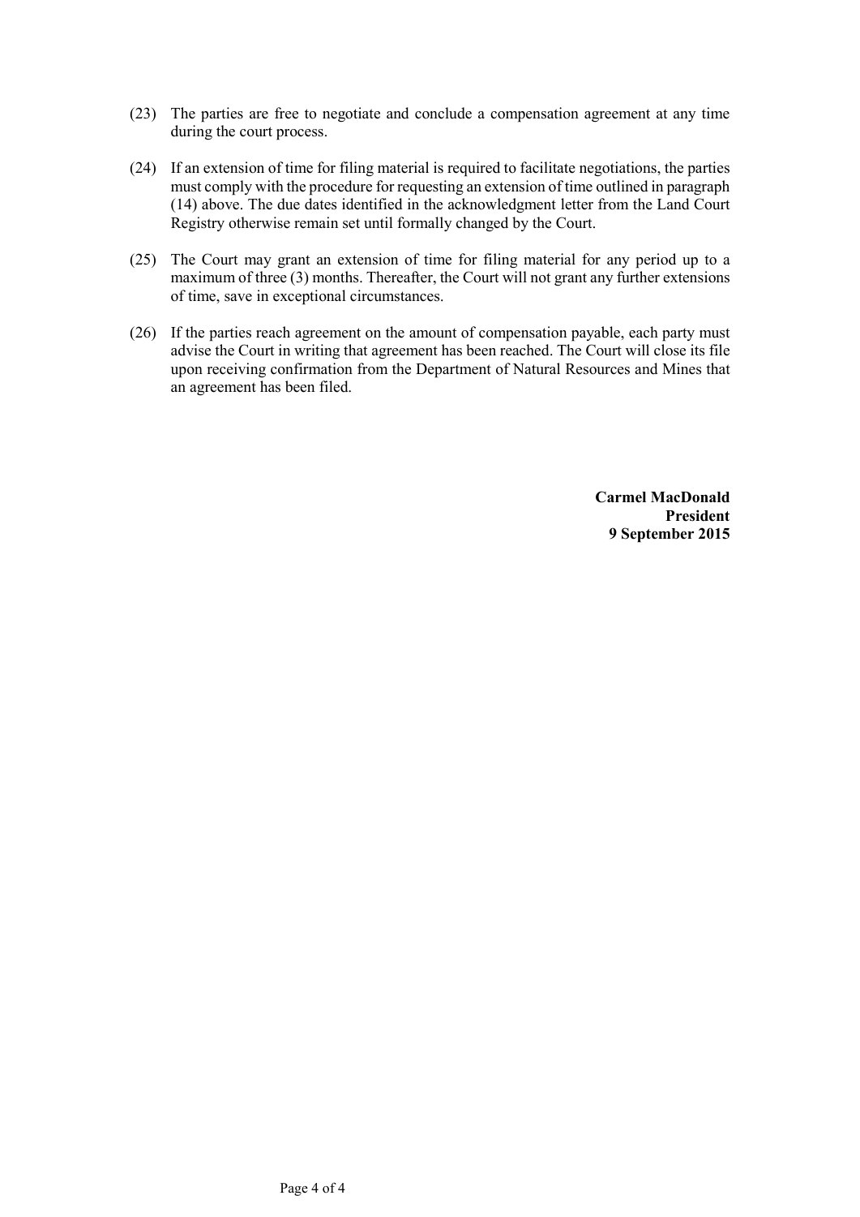(23) The parties are free to negotiate and conclude a compensation agreement at any time during the court process.

(24) If an extension of time for filing material is required to facilitate negotiations, the parties must comply with the procedure for requesting an extension of time outlined in paragraph (14) above. The due dates identified in the acknowledgment letter from the Land Court Registry otherwise remain set until formally changed by the Court.

(25) The Court may grant an extension of time for filing material for any period up to a maximum of three (3) months. Thereafter, the Court will not grant any further extensions of time, save in exceptional circumstances.

(26) If the parties reach agreement on the amount of compensation payable, each party must advise the Court in writing that agreement has been reached. The Court will close its file upon receiving confirmation from the Department of Natural Resources and Mines that an agreement has been filed.

**Carmel MacDonald**
**President**
**9 September 2015**